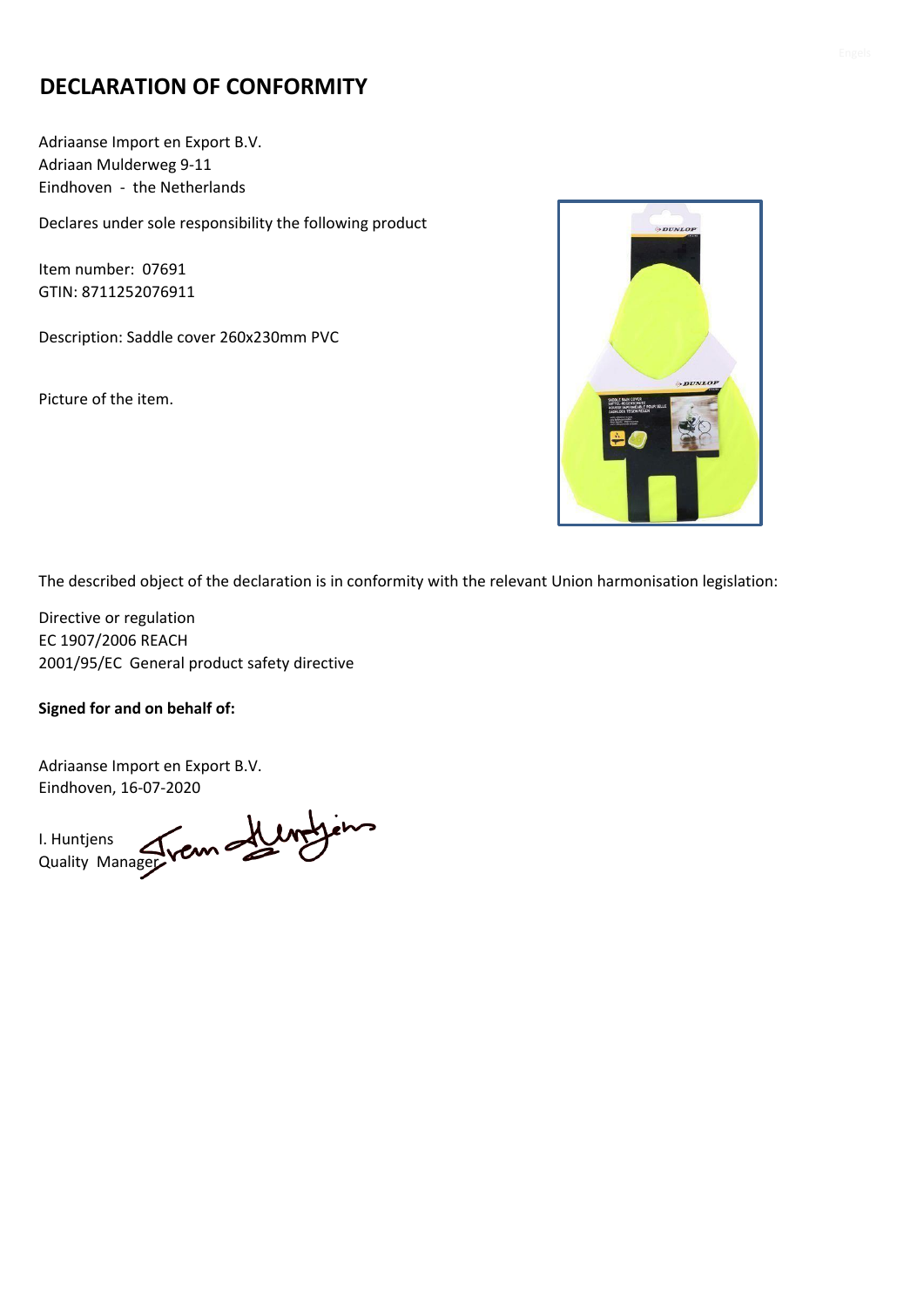# DECLARATION OF CONFORMITY

Adriaanse Import en Export B.V.
Adriaan Mulderweg 9-11
Eindhoven - the Netherlands

Declares under sole responsibility the following product

Item number: 07691
GTIN: 8711252076911

Description: Saddle cover 260x230mm PVC

Picture of the item.

The described object of the declaration is in conformity with the relevant Union harmonisation legislation:

Directive or regulation
EC 1907/2006 REACH
2001/95/EC General product safety directive

**Signed for and on behalf of:**

Adriaanse Import en Export B.V.
Eindhoven, 16-07-2020

I. Huntjens
Quality Manager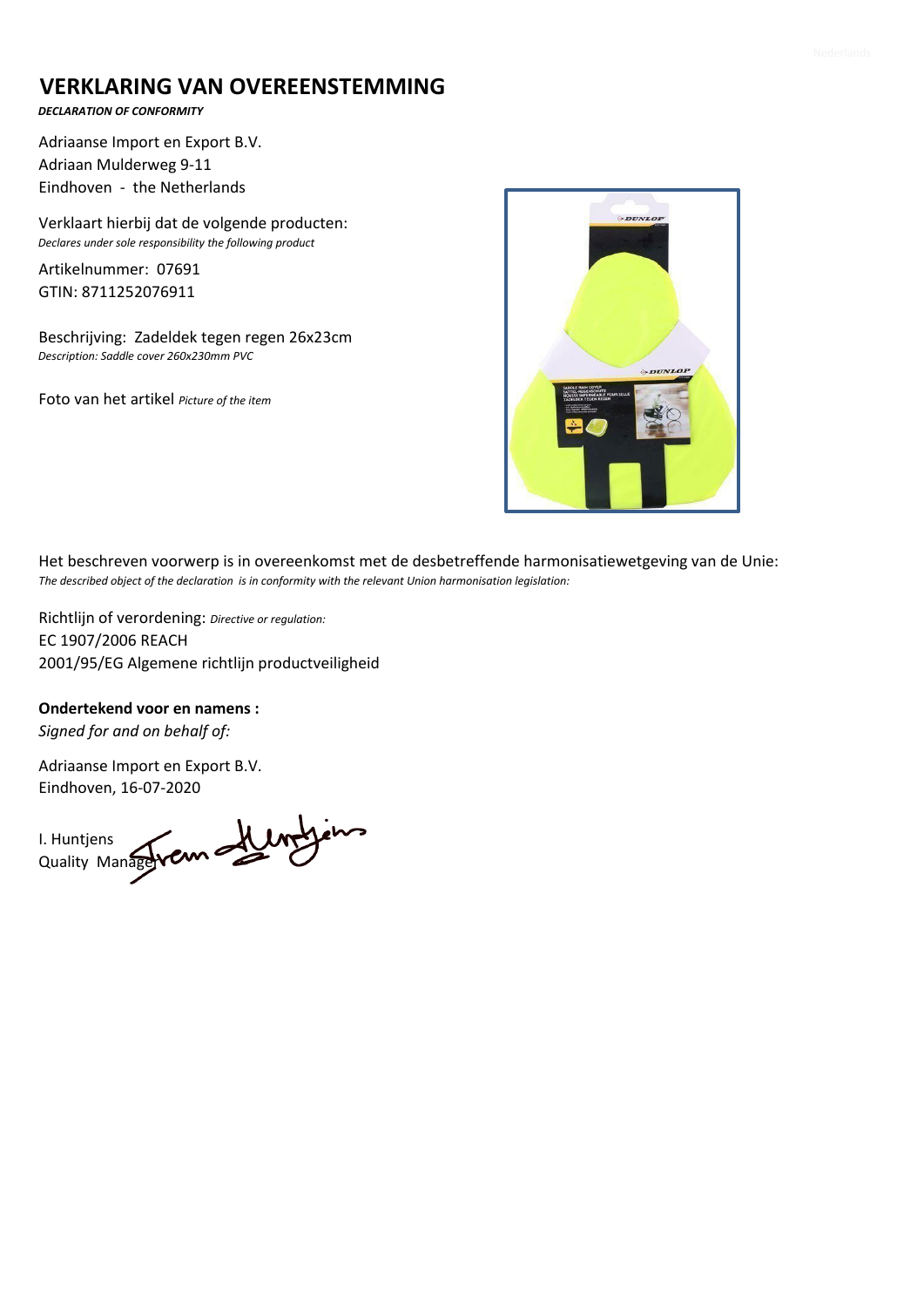# VERKLARING VAN OVEREENSTEMMING

***DECLARATION OF CONFORMITY***

Adriaanse Import en Export B.V.
Adriaan Mulderweg 9-11
Eindhoven - the Netherlands

Verklaart hierbij dat de volgende producten:
*Declares under sole responsibility the following product*

Artikelnummer: 07691
GTIN: 8711252076911

Beschrijving: Zadeldek tegen regen 26x23cm
*Description: Saddle cover 260x230mm PVC*

Foto van het artikel *Picture of the item*

Het beschreven voorwerp is in overeenkomst met de desbetreffende harmonisatiewetgeving van de Unie:
*The described object of the declaration is in conformity with the relevant Union harmonisation legislation:*

Richtlijn of verordening: *Directive or regulation:*
EC 1907/2006 REACH
2001/95/EG Algemene richtlijn productveiligheid

**Ondertekend voor en namens :**
*Signed for and on behalf of:*

Adriaanse Import en Export B.V.
Eindhoven, 16-07-2020

I. Huntjens
Quality Manager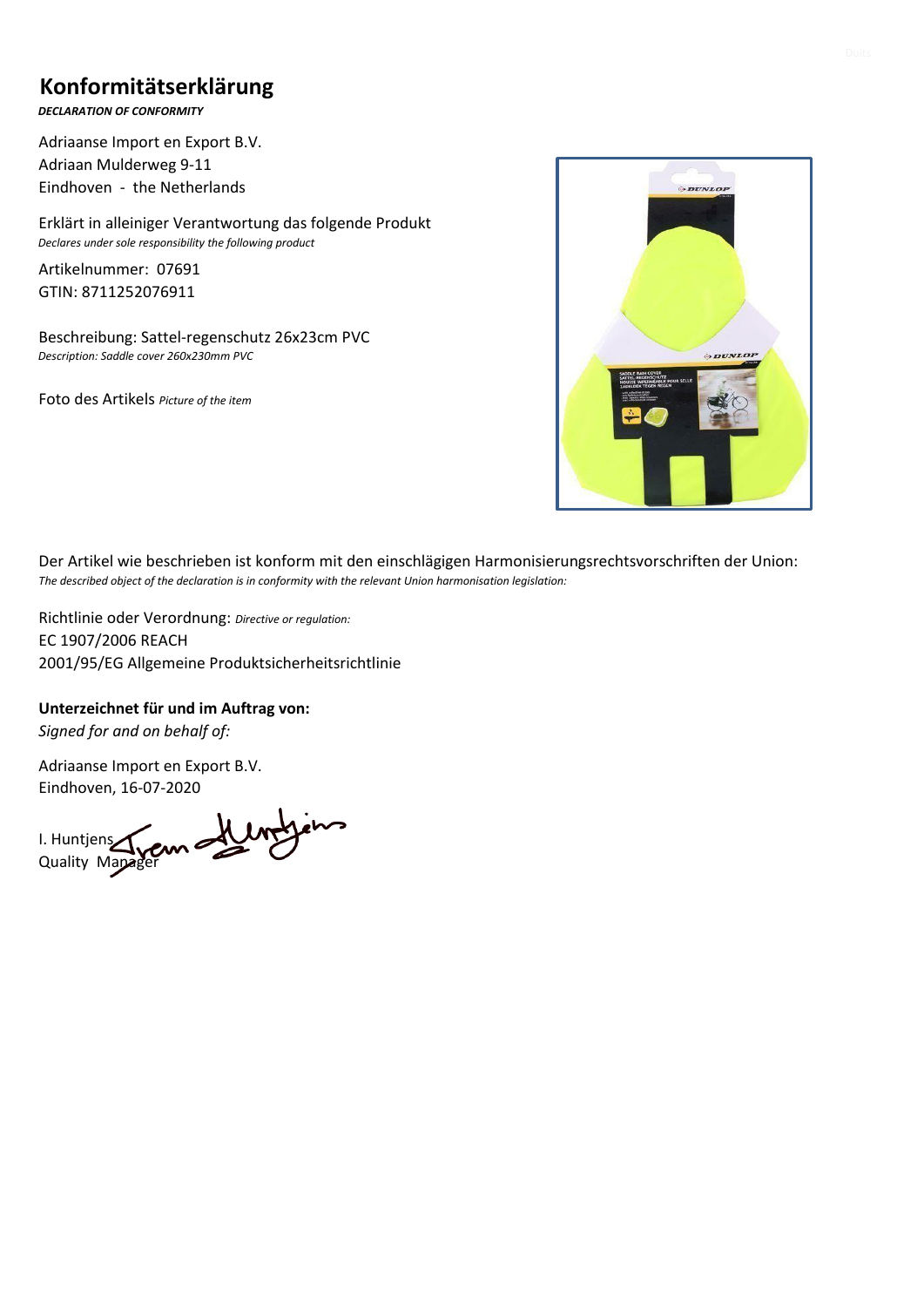# Konformitätserklärung

***DECLARATION OF CONFORMITY***

Adriaanse Import en Export B.V.
Adriaan Mulderweg 9-11
Eindhoven - the Netherlands

Erklärt in alleiniger Verantwortung das folgende Produkt
*Declares under sole responsibility the following product*

Artikelnummer: 07691
GTIN: 8711252076911

Beschreibung: Sattel-regenschutz 26x23cm PVC
*Description: Saddle cover 260x230mm PVC*

Foto des Artikels *Picture of the item*

Der Artikel wie beschrieben ist konform mit den einschlägigen Harmonisierungsrechtsvorschriften der Union:
*The described object of the declaration is in conformity with the relevant Union harmonisation legislation:*

Richtlinie oder Verordnung: *Directive or regulation:*
EC 1907/2006 REACH
2001/95/EG Allgemeine Produktsicherheitsrichtlinie

**Unterzeichnet für und im Auftrag von:**
*Signed for and on behalf of:*

Adriaanse Import en Export B.V.
Eindhoven, 16-07-2020

I. Huntjens
Quality Manager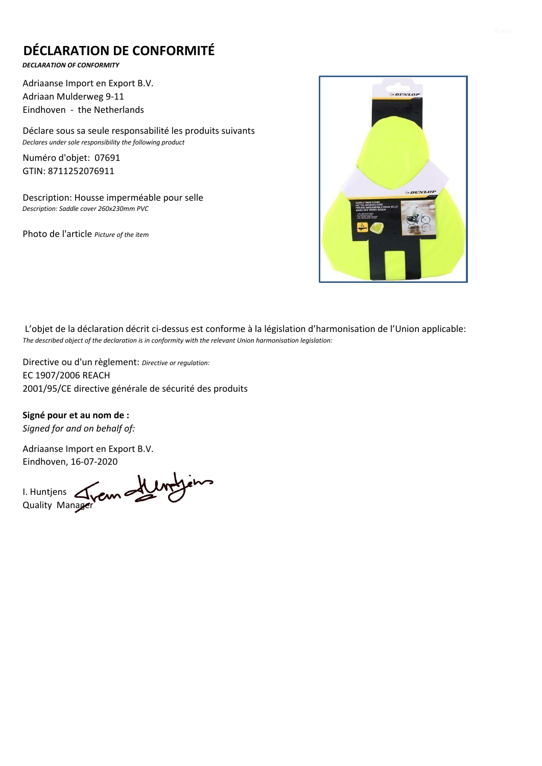# DÉCLARATION DE CONFORMITÉ

***DECLARATION OF CONFORMITY***

Adriaanse Import en Export B.V.
Adriaan Mulderweg 9-11
Eindhoven - the Netherlands

Déclare sous sa seule responsabilité les produits suivants
*Declares under sole responsibility the following product*

Numéro d'objet: 07691
GTIN: 8711252076911

Description: Housse imperméable pour selle
*Description: Saddle cover 260x230mm PVC*

Photo de l'article *Picture of the item*

L'objet de la déclaration décrit ci-dessus est conforme à la législation d'harmonisation de l'Union applicable:
*The described object of the declaration is in conformity with the relevant Union harmonisation legislation:*

Directive ou d'un règlement: *Directive or regulation:*
EC 1907/2006 REACH
2001/95/CE directive générale de sécurité des produits

**Signé pour et au nom de :**
*Signed for and on behalf of:*

Adriaanse Import en Export B.V.
Eindhoven, 16-07-2020

I. Huntjens
Quality Manager